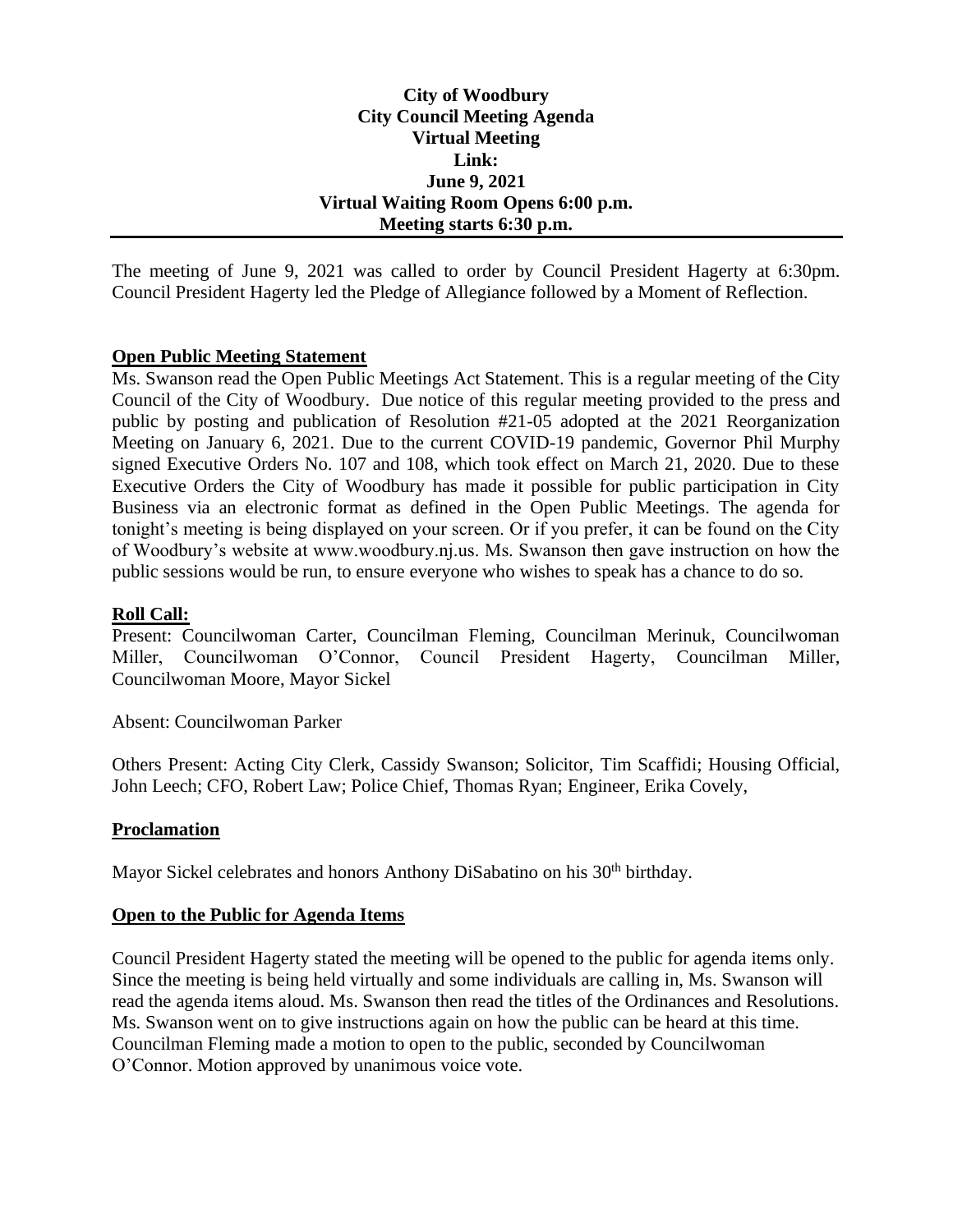**City of Woodbury**
**City Council Meeting Agenda**
**Virtual Meeting**
**Link:**
**June 9, 2021**
**Virtual Waiting Room Opens 6:00 p.m.**
**Meeting starts 6:30 p.m.**

---

The meeting of June 9, 2021 was called to order by Council President Hagerty at 6:30pm. Council President Hagerty led the Pledge of Allegiance followed by a Moment of Reflection.

## Open Public Meeting Statement

Ms. Swanson read the Open Public Meetings Act Statement. This is a regular meeting of the City Council of the City of Woodbury. Due notice of this regular meeting provided to the press and public by posting and publication of Resolution #21-05 adopted at the 2021 Reorganization Meeting on January 6, 2021. Due to the current COVID-19 pandemic, Governor Phil Murphy signed Executive Orders No. 107 and 108, which took effect on March 21, 2020. Due to these Executive Orders the City of Woodbury has made it possible for public participation in City Business via an electronic format as defined in the Open Public Meetings. The agenda for tonight's meeting is being displayed on your screen. Or if you prefer, it can be found on the City of Woodbury's website at www.woodbury.nj.us. Ms. Swanson then gave instruction on how the public sessions would be run, to ensure everyone who wishes to speak has a chance to do so.

## Roll Call:

Present: Councilwoman Carter, Councilman Fleming, Councilman Merinuk, Councilwoman Miller, Councilwoman O'Connor, Council President Hagerty, Councilman Miller, Councilwoman Moore, Mayor Sickel

Absent: Councilwoman Parker

Others Present: Acting City Clerk, Cassidy Swanson; Solicitor, Tim Scaffidi; Housing Official, John Leech; CFO, Robert Law; Police Chief, Thomas Ryan; Engineer, Erika Covely,

## Proclamation

Mayor Sickel celebrates and honors Anthony DiSabatino on his 30th birthday.

## Open to the Public for Agenda Items

Council President Hagerty stated the meeting will be opened to the public for agenda items only. Since the meeting is being held virtually and some individuals are calling in, Ms. Swanson will read the agenda items aloud. Ms. Swanson then read the titles of the Ordinances and Resolutions. Ms. Swanson went on to give instructions again on how the public can be heard at this time. Councilman Fleming made a motion to open to the public, seconded by Councilwoman O'Connor. Motion approved by unanimous voice vote.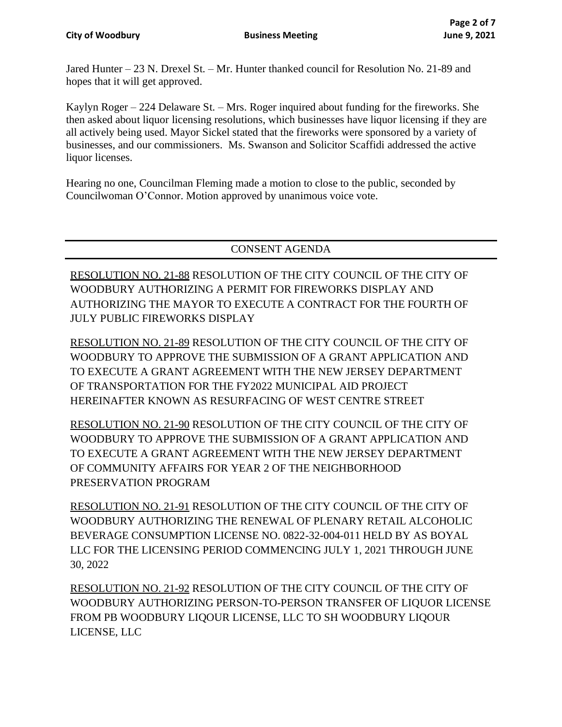Jared Hunter – 23 N. Drexel St. – Mr. Hunter thanked council for Resolution No. 21-89 and hopes that it will get approved.

Kaylyn Roger – 224 Delaware St. – Mrs. Roger inquired about funding for the fireworks. She then asked about liquor licensing resolutions, which businesses have liquor licensing if they are all actively being used. Mayor Sickel stated that the fireworks were sponsored by a variety of businesses, and our commissioners. Ms. Swanson and Solicitor Scaffidi addressed the active liquor licenses.

Hearing no one, Councilman Fleming made a motion to close to the public, seconded by Councilwoman O'Connor. Motion approved by unanimous voice vote.

---

## CONSENT AGENDA

---

RESOLUTION NO. 21-88 RESOLUTION OF THE CITY COUNCIL OF THE CITY OF WOODBURY AUTHORIZING A PERMIT FOR FIREWORKS DISPLAY AND AUTHORIZING THE MAYOR TO EXECUTE A CONTRACT FOR THE FOURTH OF JULY PUBLIC FIREWORKS DISPLAY

RESOLUTION NO. 21-89 RESOLUTION OF THE CITY COUNCIL OF THE CITY OF WOODBURY TO APPROVE THE SUBMISSION OF A GRANT APPLICATION AND TO EXECUTE A GRANT AGREEMENT WITH THE NEW JERSEY DEPARTMENT OF TRANSPORTATION FOR THE FY2022 MUNICIPAL AID PROJECT HEREINAFTER KNOWN AS RESURFACING OF WEST CENTRE STREET

RESOLUTION NO. 21-90 RESOLUTION OF THE CITY COUNCIL OF THE CITY OF WOODBURY TO APPROVE THE SUBMISSION OF A GRANT APPLICATION AND TO EXECUTE A GRANT AGREEMENT WITH THE NEW JERSEY DEPARTMENT OF COMMUNITY AFFAIRS FOR YEAR 2 OF THE NEIGHBORHOOD PRESERVATION PROGRAM

RESOLUTION NO. 21-91 RESOLUTION OF THE CITY COUNCIL OF THE CITY OF WOODBURY AUTHORIZING THE RENEWAL OF PLENARY RETAIL ALCOHOLIC BEVERAGE CONSUMPTION LICENSE NO. 0822-32-004-011 HELD BY AS BOYAL LLC FOR THE LICENSING PERIOD COMMENCING JULY 1, 2021 THROUGH JUNE 30, 2022

RESOLUTION NO. 21-92 RESOLUTION OF THE CITY COUNCIL OF THE CITY OF WOODBURY AUTHORIZING PERSON-TO-PERSON TRANSFER OF LIQUOR LICENSE FROM PB WOODBURY LIQOUR LICENSE, LLC TO SH WOODBURY LIQOUR LICENSE, LLC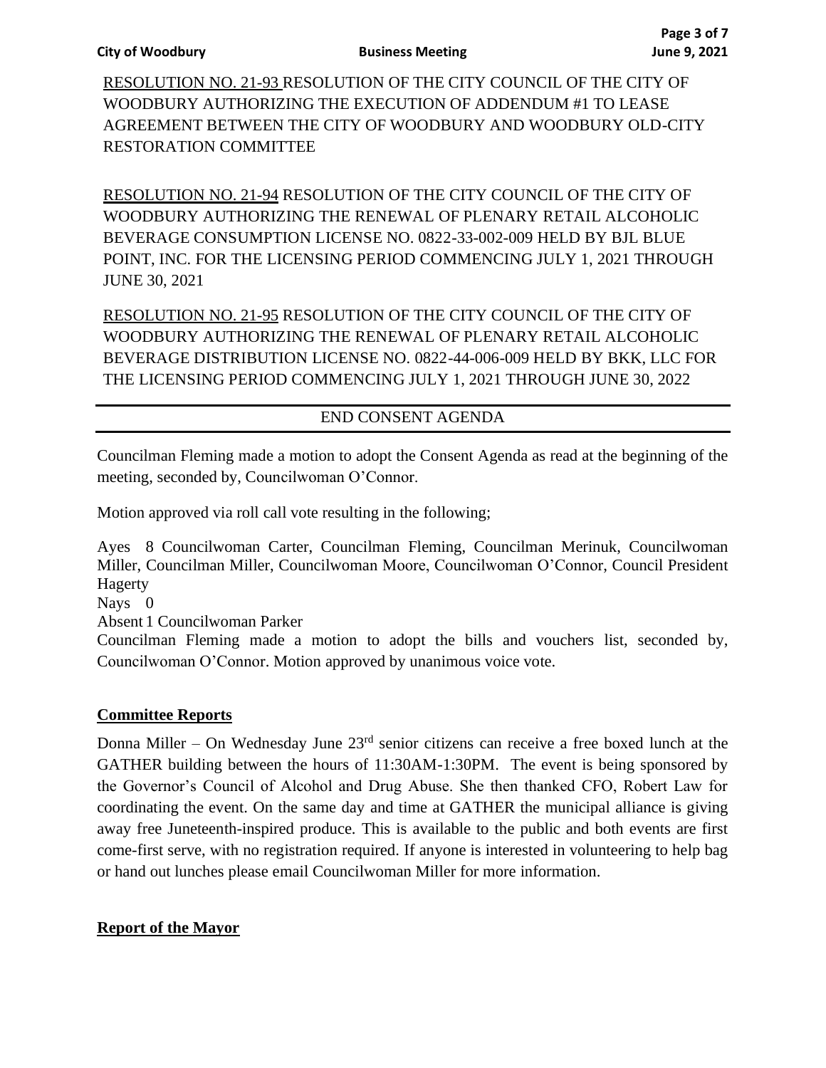RESOLUTION NO. 21-93 RESOLUTION OF THE CITY COUNCIL OF THE CITY OF WOODBURY AUTHORIZING THE EXECUTION OF ADDENDUM #1 TO LEASE AGREEMENT BETWEEN THE CITY OF WOODBURY AND WOODBURY OLD-CITY RESTORATION COMMITTEE

RESOLUTION NO. 21-94 RESOLUTION OF THE CITY COUNCIL OF THE CITY OF WOODBURY AUTHORIZING THE RENEWAL OF PLENARY RETAIL ALCOHOLIC BEVERAGE CONSUMPTION LICENSE NO. 0822-33-002-009 HELD BY BJL BLUE POINT, INC. FOR THE LICENSING PERIOD COMMENCING JULY 1, 2021 THROUGH JUNE 30, 2021

RESOLUTION NO. 21-95 RESOLUTION OF THE CITY COUNCIL OF THE CITY OF WOODBURY AUTHORIZING THE RENEWAL OF PLENARY RETAIL ALCOHOLIC BEVERAGE DISTRIBUTION LICENSE NO. 0822-44-006-009 HELD BY BKK, LLC FOR THE LICENSING PERIOD COMMENCING JULY 1, 2021 THROUGH JUNE 30, 2022

END CONSENT AGENDA

Councilman Fleming made a motion to adopt the Consent Agenda as read at the beginning of the meeting, seconded by, Councilwoman O'Connor.

Motion approved via roll call vote resulting in the following;

Ayes 8 Councilwoman Carter, Councilman Fleming, Councilman Merinuk, Councilwoman Miller, Councilman Miller, Councilwoman Moore, Councilwoman O'Connor, Council President Hagerty
Nays 0
Absent 1 Councilwoman Parker

Councilman Fleming made a motion to adopt the bills and vouchers list, seconded by, Councilwoman O'Connor. Motion approved by unanimous voice vote.

**Committee Reports**

Donna Miller – On Wednesday June 23rd senior citizens can receive a free boxed lunch at the GATHER building between the hours of 11:30AM-1:30PM. The event is being sponsored by the Governor's Council of Alcohol and Drug Abuse. She then thanked CFO, Robert Law for coordinating the event. On the same day and time at GATHER the municipal alliance is giving away free Juneteenth-inspired produce. This is available to the public and both events are first come-first serve, with no registration required. If anyone is interested in volunteering to help bag or hand out lunches please email Councilwoman Miller for more information.

**Report of the Mayor**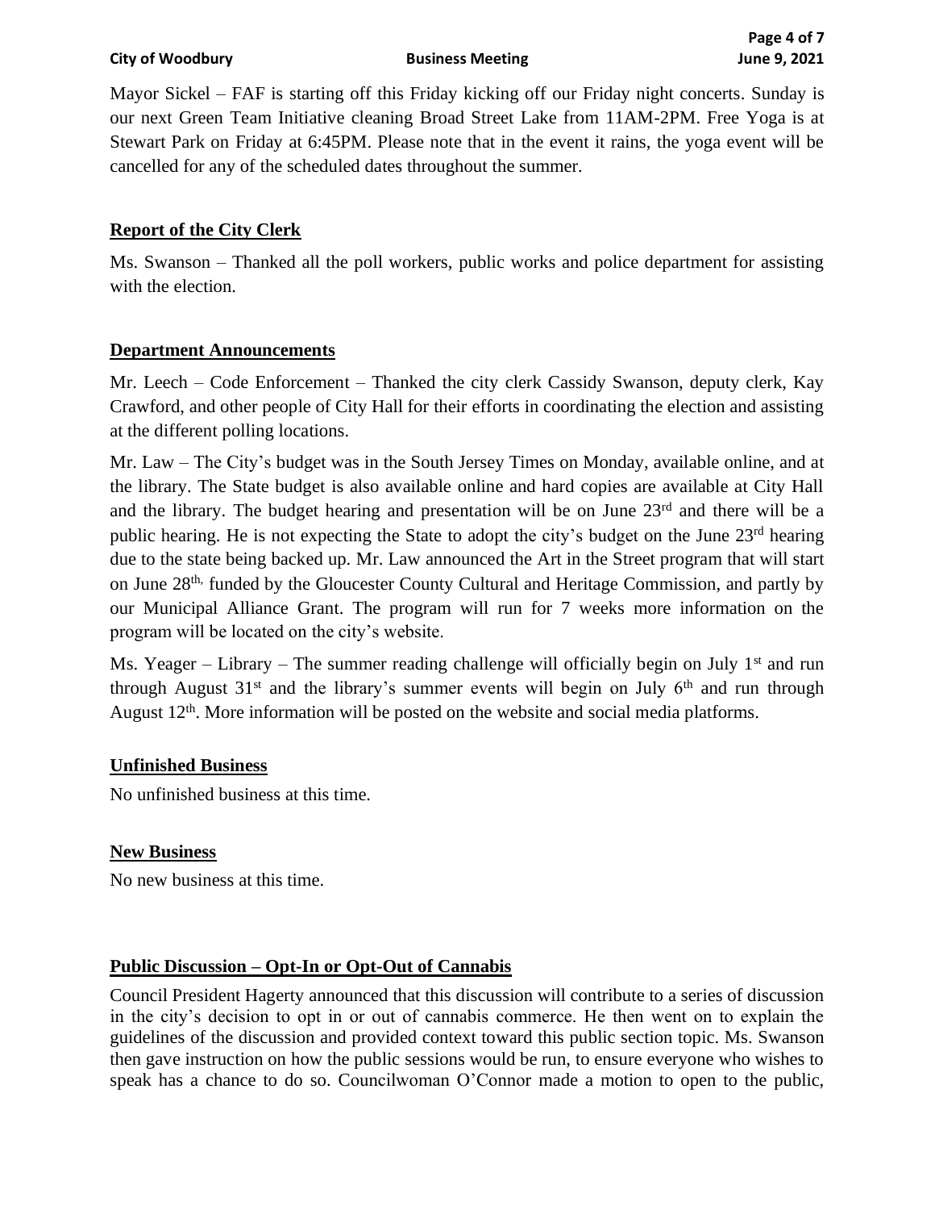Mayor Sickel – FAF is starting off this Friday kicking off our Friday night concerts. Sunday is our next Green Team Initiative cleaning Broad Street Lake from 11AM-2PM. Free Yoga is at Stewart Park on Friday at 6:45PM. Please note that in the event it rains, the yoga event will be cancelled for any of the scheduled dates throughout the summer.

**Report of the City Clerk**

Ms. Swanson – Thanked all the poll workers, public works and police department for assisting with the election.

**Department Announcements**

Mr. Leech – Code Enforcement – Thanked the city clerk Cassidy Swanson, deputy clerk, Kay Crawford, and other people of City Hall for their efforts in coordinating the election and assisting at the different polling locations.

Mr. Law – The City's budget was in the South Jersey Times on Monday, available online, and at the library. The State budget is also available online and hard copies are available at City Hall and the library. The budget hearing and presentation will be on June 23rd and there will be a public hearing. He is not expecting the State to adopt the city's budget on the June 23rd hearing due to the state being backed up. Mr. Law announced the Art in the Street program that will start on June 28th, funded by the Gloucester County Cultural and Heritage Commission, and partly by our Municipal Alliance Grant. The program will run for 7 weeks more information on the program will be located on the city's website.

Ms. Yeager – Library – The summer reading challenge will officially begin on July 1st and run through August 31st and the library's summer events will begin on July 6th and run through August 12th. More information will be posted on the website and social media platforms.

**Unfinished Business**

No unfinished business at this time.

**New Business**

No new business at this time.

**Public Discussion – Opt-In or Opt-Out of Cannabis**

Council President Hagerty announced that this discussion will contribute to a series of discussion in the city's decision to opt in or out of cannabis commerce. He then went on to explain the guidelines of the discussion and provided context toward this public section topic. Ms. Swanson then gave instruction on how the public sessions would be run, to ensure everyone who wishes to speak has a chance to do so. Councilwoman O'Connor made a motion to open to the public,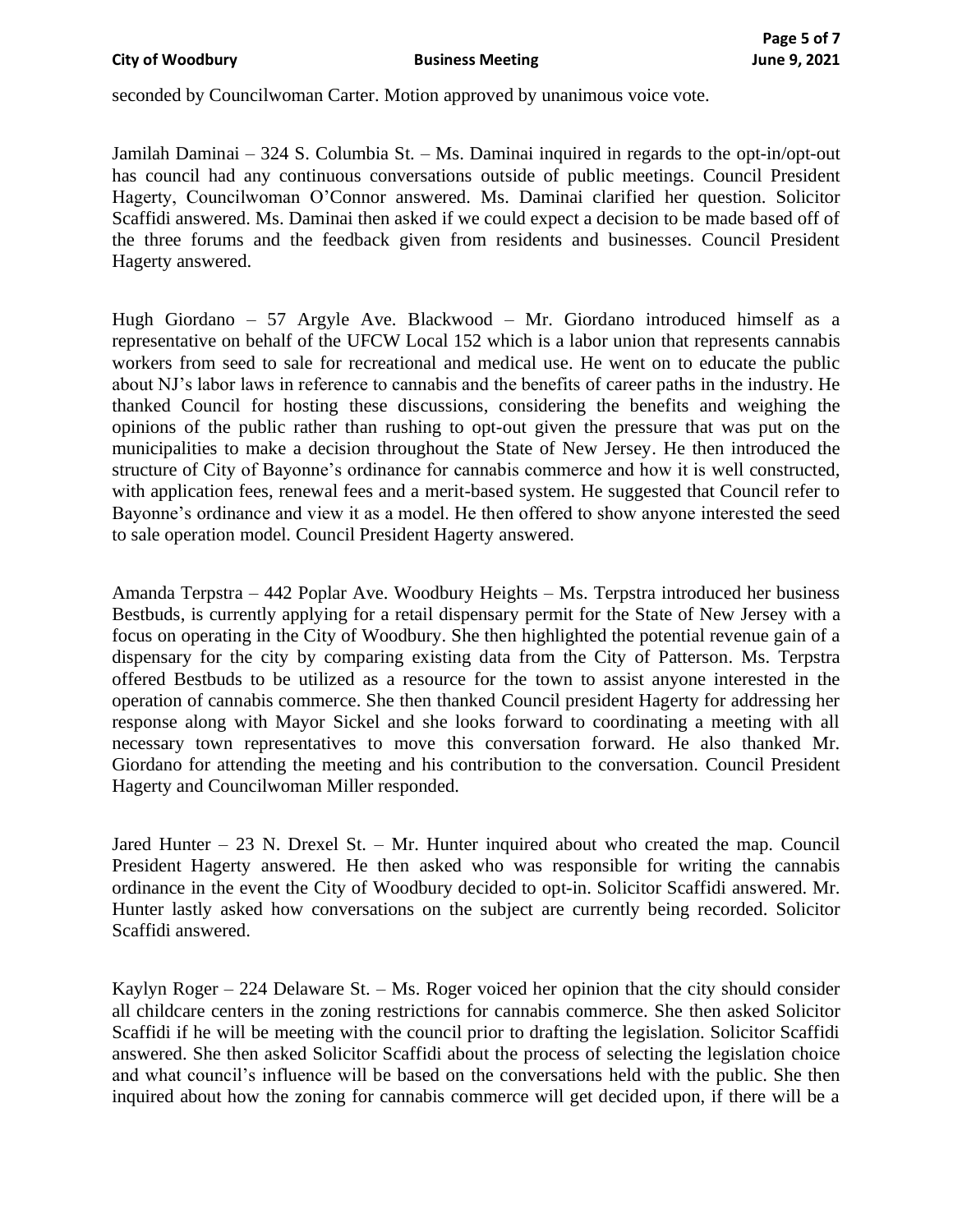seconded by Councilwoman Carter. Motion approved by unanimous voice vote.

Jamilah Daminai – 324 S. Columbia St. – Ms. Daminai inquired in regards to the opt-in/opt-out has council had any continuous conversations outside of public meetings. Council President Hagerty, Councilwoman O'Connor answered. Ms. Daminai clarified her question. Solicitor Scaffidi answered. Ms. Daminai then asked if we could expect a decision to be made based off of the three forums and the feedback given from residents and businesses. Council President Hagerty answered.

Hugh Giordano – 57 Argyle Ave. Blackwood – Mr. Giordano introduced himself as a representative on behalf of the UFCW Local 152 which is a labor union that represents cannabis workers from seed to sale for recreational and medical use. He went on to educate the public about NJ's labor laws in reference to cannabis and the benefits of career paths in the industry. He thanked Council for hosting these discussions, considering the benefits and weighing the opinions of the public rather than rushing to opt-out given the pressure that was put on the municipalities to make a decision throughout the State of New Jersey. He then introduced the structure of City of Bayonne's ordinance for cannabis commerce and how it is well constructed, with application fees, renewal fees and a merit-based system. He suggested that Council refer to Bayonne's ordinance and view it as a model. He then offered to show anyone interested the seed to sale operation model. Council President Hagerty answered.

Amanda Terpstra – 442 Poplar Ave. Woodbury Heights – Ms. Terpstra introduced her business Bestbuds, is currently applying for a retail dispensary permit for the State of New Jersey with a focus on operating in the City of Woodbury. She then highlighted the potential revenue gain of a dispensary for the city by comparing existing data from the City of Patterson. Ms. Terpstra offered Bestbuds to be utilized as a resource for the town to assist anyone interested in the operation of cannabis commerce. She then thanked Council president Hagerty for addressing her response along with Mayor Sickel and she looks forward to coordinating a meeting with all necessary town representatives to move this conversation forward. He also thanked Mr. Giordano for attending the meeting and his contribution to the conversation. Council President Hagerty and Councilwoman Miller responded.

Jared Hunter – 23 N. Drexel St. – Mr. Hunter inquired about who created the map. Council President Hagerty answered. He then asked who was responsible for writing the cannabis ordinance in the event the City of Woodbury decided to opt-in. Solicitor Scaffidi answered. Mr. Hunter lastly asked how conversations on the subject are currently being recorded. Solicitor Scaffidi answered.

Kaylyn Roger – 224 Delaware St. – Ms. Roger voiced her opinion that the city should consider all childcare centers in the zoning restrictions for cannabis commerce. She then asked Solicitor Scaffidi if he will be meeting with the council prior to drafting the legislation. Solicitor Scaffidi answered. She then asked Solicitor Scaffidi about the process of selecting the legislation choice and what council's influence will be based on the conversations held with the public. She then inquired about how the zoning for cannabis commerce will get decided upon, if there will be a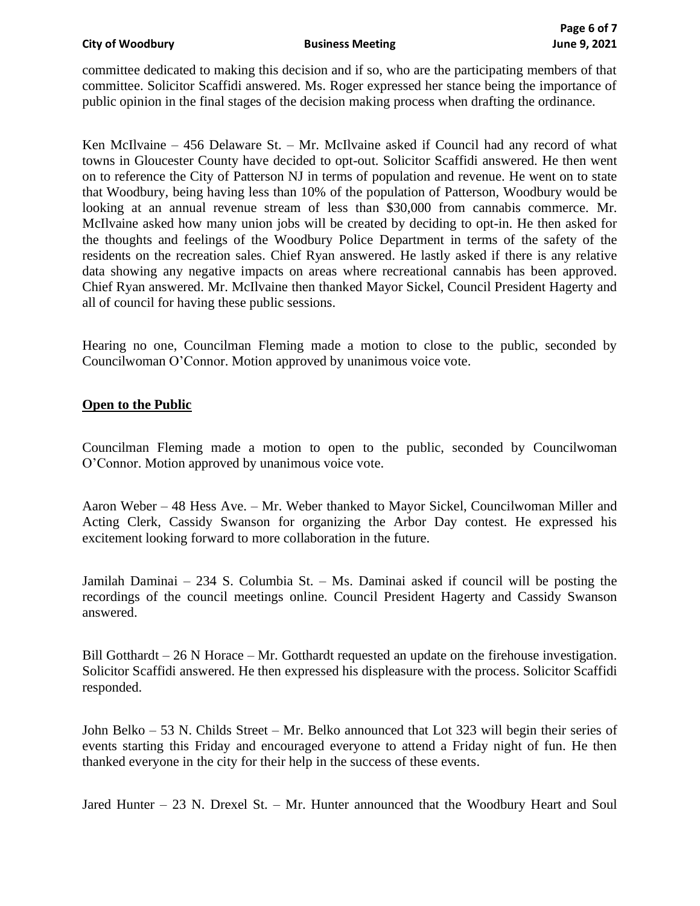committee dedicated to making this decision and if so, who are the participating members of that committee. Solicitor Scaffidi answered. Ms. Roger expressed her stance being the importance of public opinion in the final stages of the decision making process when drafting the ordinance.

Ken McIlvaine – 456 Delaware St. – Mr. McIlvaine asked if Council had any record of what towns in Gloucester County have decided to opt-out. Solicitor Scaffidi answered. He then went on to reference the City of Patterson NJ in terms of population and revenue. He went on to state that Woodbury, being having less than 10% of the population of Patterson, Woodbury would be looking at an annual revenue stream of less than $30,000 from cannabis commerce. Mr. McIlvaine asked how many union jobs will be created by deciding to opt-in. He then asked for the thoughts and feelings of the Woodbury Police Department in terms of the safety of the residents on the recreation sales. Chief Ryan answered. He lastly asked if there is any relative data showing any negative impacts on areas where recreational cannabis has been approved. Chief Ryan answered. Mr. McIlvaine then thanked Mayor Sickel, Council President Hagerty and all of council for having these public sessions.

Hearing no one, Councilman Fleming made a motion to close to the public, seconded by Councilwoman O'Connor. Motion approved by unanimous voice vote.

**Open to the Public**

Councilman Fleming made a motion to open to the public, seconded by Councilwoman O'Connor. Motion approved by unanimous voice vote.

Aaron Weber – 48 Hess Ave. – Mr. Weber thanked to Mayor Sickel, Councilwoman Miller and Acting Clerk, Cassidy Swanson for organizing the Arbor Day contest. He expressed his excitement looking forward to more collaboration in the future.

Jamilah Daminai – 234 S. Columbia St. – Ms. Daminai asked if council will be posting the recordings of the council meetings online. Council President Hagerty and Cassidy Swanson answered.

Bill Gotthardt – 26 N Horace – Mr. Gotthardt requested an update on the firehouse investigation. Solicitor Scaffidi answered. He then expressed his displeasure with the process. Solicitor Scaffidi responded.

John Belko – 53 N. Childs Street – Mr. Belko announced that Lot 323 will begin their series of events starting this Friday and encouraged everyone to attend a Friday night of fun. He then thanked everyone in the city for their help in the success of these events.

Jared Hunter – 23 N. Drexel St. – Mr. Hunter announced that the Woodbury Heart and Soul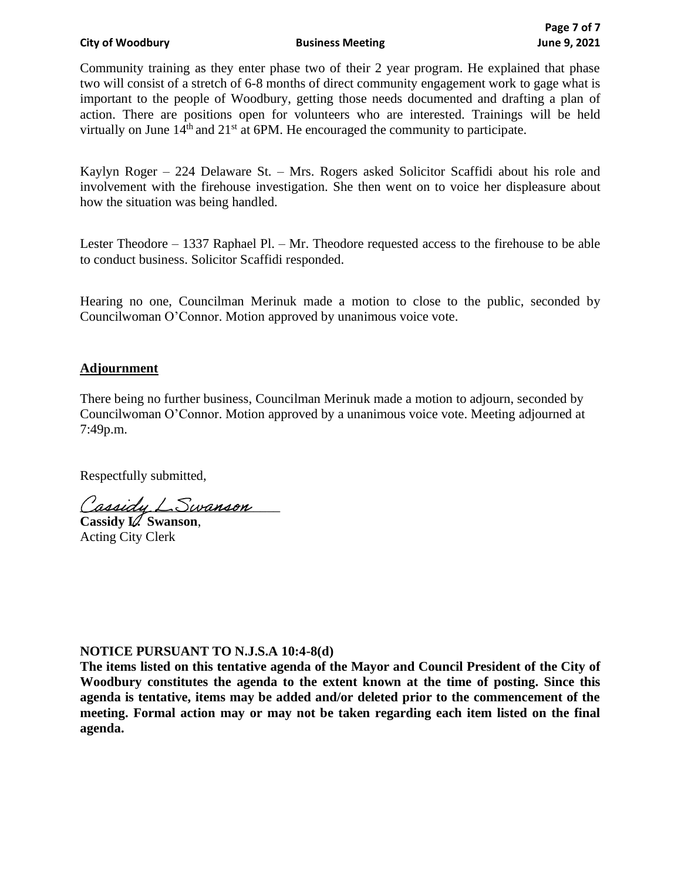Community training as they enter phase two of their 2 year program. He explained that phase two will consist of a stretch of 6-8 months of direct community engagement work to gage what is important to the people of Woodbury, getting those needs documented and drafting a plan of action. There are positions open for volunteers who are interested. Trainings will be held virtually on June 14th and 21st at 6PM. He encouraged the community to participate.

Kaylyn Roger – 224 Delaware St. – Mrs. Rogers asked Solicitor Scaffidi about his role and involvement with the firehouse investigation. She then went on to voice her displeasure about how the situation was being handled.

Lester Theodore – 1337 Raphael Pl. – Mr. Theodore requested access to the firehouse to be able to conduct business. Solicitor Scaffidi responded.

Hearing no one, Councilman Merinuk made a motion to close to the public, seconded by Councilwoman O'Connor. Motion approved by unanimous voice vote.

## Adjournment

There being no further business, Councilman Merinuk made a motion to adjourn, seconded by Councilwoman O'Connor. Motion approved by a unanimous voice vote. Meeting adjourned at 7:49p.m.

Respectfully submitted,

Cassidy L. Swanson

**Cassidy L. Swanson**,
Acting City Clerk

**NOTICE PURSUANT TO N.J.S.A 10:4-8(d)**
**The items listed on this tentative agenda of the Mayor and Council President of the City of Woodbury constitutes the agenda to the extent known at the time of posting. Since this agenda is tentative, items may be added and/or deleted prior to the commencement of the meeting. Formal action may or may not be taken regarding each item listed on the final agenda.**